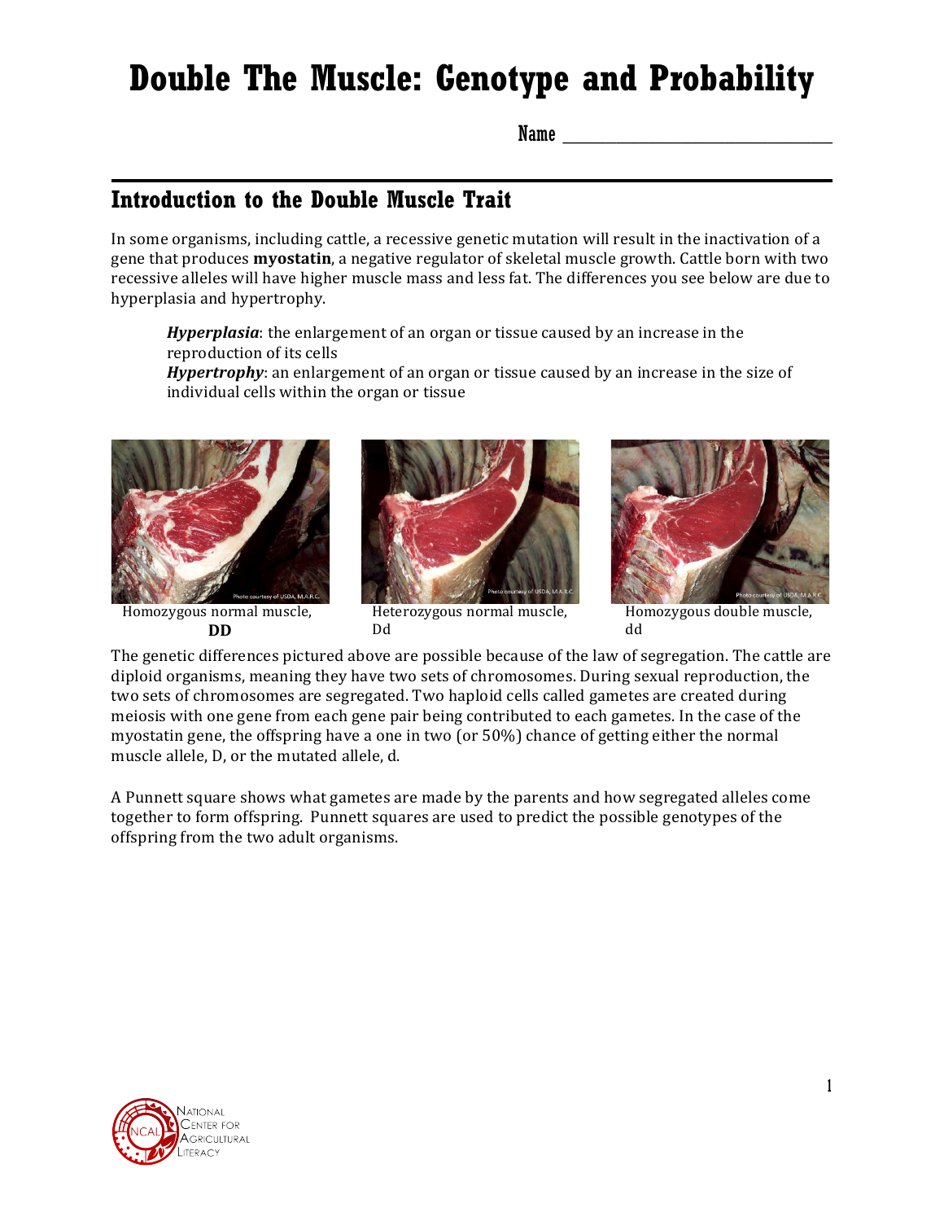# Double The Muscle: Genotype and Probability

Name ______________________________

## Introduction to the Double Muscle Trait

In some organisms, including cattle, a recessive genetic mutation will result in the inactivation of a gene that produces **myostatin**, a negative regulator of skeletal muscle growth. Cattle born with two recessive alleles will have higher muscle mass and less fat. The differences you see below are due to hyperplasia and hypertrophy.

> ***Hyperplasia***: the enlargement of an organ or tissue caused by an increase in the reproduction of its cells
> ***Hypertrophy***: an enlargement of an organ or tissue caused by an increase in the size of individual cells within the organ or tissue

Homozygous normal muscle, **DD**

Heterozygous normal muscle, Dd

Homozygous double muscle, dd

The genetic differences pictured above are possible because of the law of segregation. The cattle are diploid organisms, meaning they have two sets of chromosomes. During sexual reproduction, the two sets of chromosomes are segregated. Two haploid cells called gametes are created during meiosis with one gene from each gene pair being contributed to each gametes. In the case of the myostatin gene, the offspring have a one in two (or 50%) chance of getting either the normal muscle allele, D, or the mutated allele, d.

A Punnett square shows what gametes are made by the parents and how segregated alleles come together to form offspring. Punnett squares are used to predict the possible genotypes of the offspring from the two adult organisms.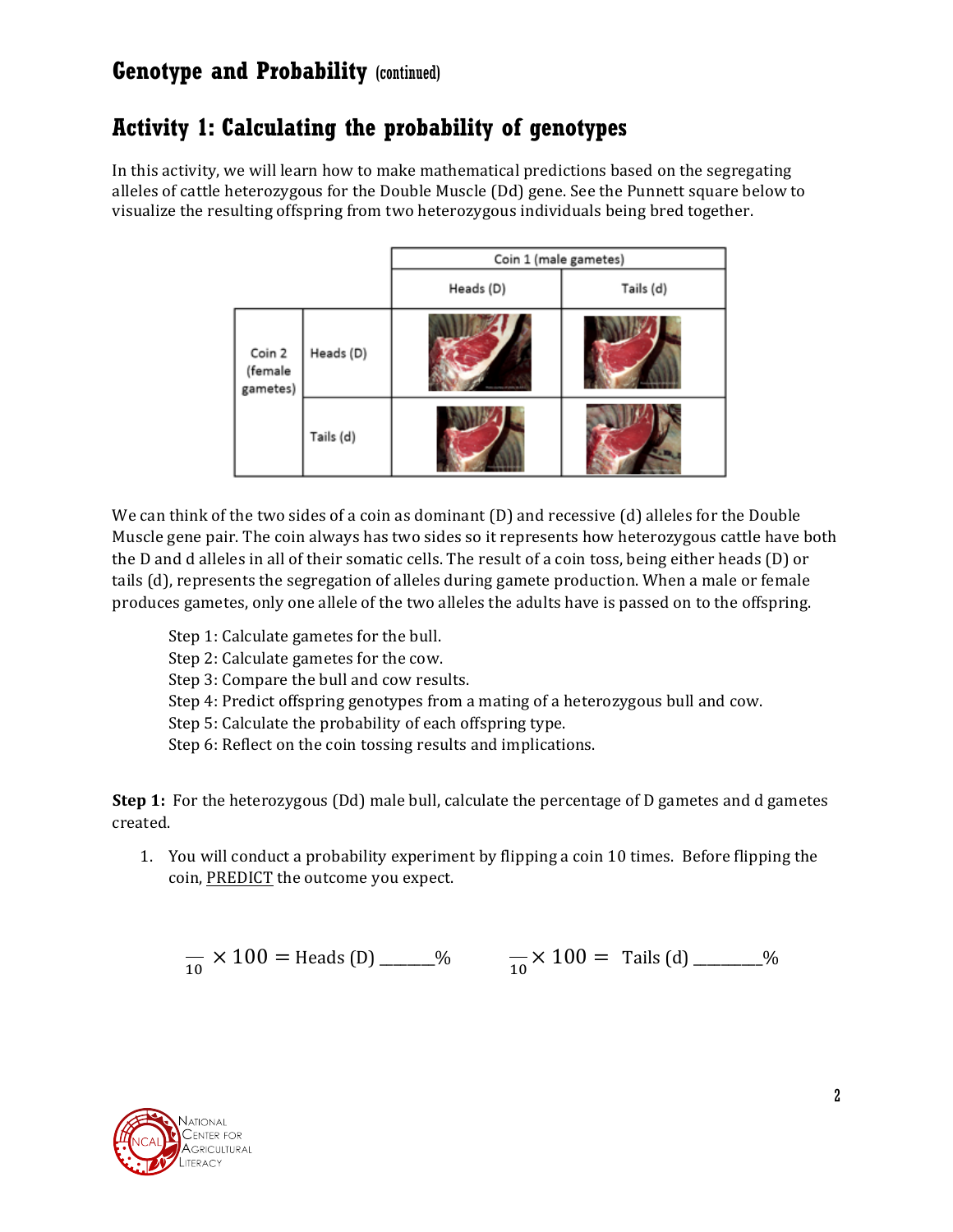## Genotype and Probability (continued)

## Activity 1: Calculating the probability of genotypes

In this activity, we will learn how to make mathematical predictions based on the segregating alleles of cattle heterozygous for the Double Muscle (Dd) gene. See the Punnett square below to visualize the resulting offspring from two heterozygous individuals being bred together.

| | | Coin 1 (male gametes) | |
|---|---|---|---|
| | | Heads (D) | Tails (d) |
| Coin 2 (female gametes) | Heads (D) | | |
| | Tails (d) | | |

We can think of the two sides of a coin as dominant (D) and recessive (d) alleles for the Double Muscle gene pair. The coin always has two sides so it represents how heterozygous cattle have both the D and d alleles in all of their somatic cells. The result of a coin toss, being either heads (D) or tails (d), represents the segregation of alleles during gamete production. When a male or female produces gametes, only one allele of the two alleles the adults have is passed on to the offspring.

Step 1: Calculate gametes for the bull.
Step 2: Calculate gametes for the cow.
Step 3: Compare the bull and cow results.
Step 4: Predict offspring genotypes from a mating of a heterozygous bull and cow.
Step 5: Calculate the probability of each offspring type.
Step 6: Reflect on the coin tossing results and implications.

**Step 1:** For the heterozygous (Dd) male bull, calculate the percentage of D gametes and d gametes created.

1. You will conduct a probability experiment by flipping a coin 10 times. Before flipping the coin, PREDICT the outcome you expect.

$\frac{\quad}{10} \times 100 =$ Heads (D) ______%   $\frac{\quad}{10} \times 100 =$ Tails (d) _______%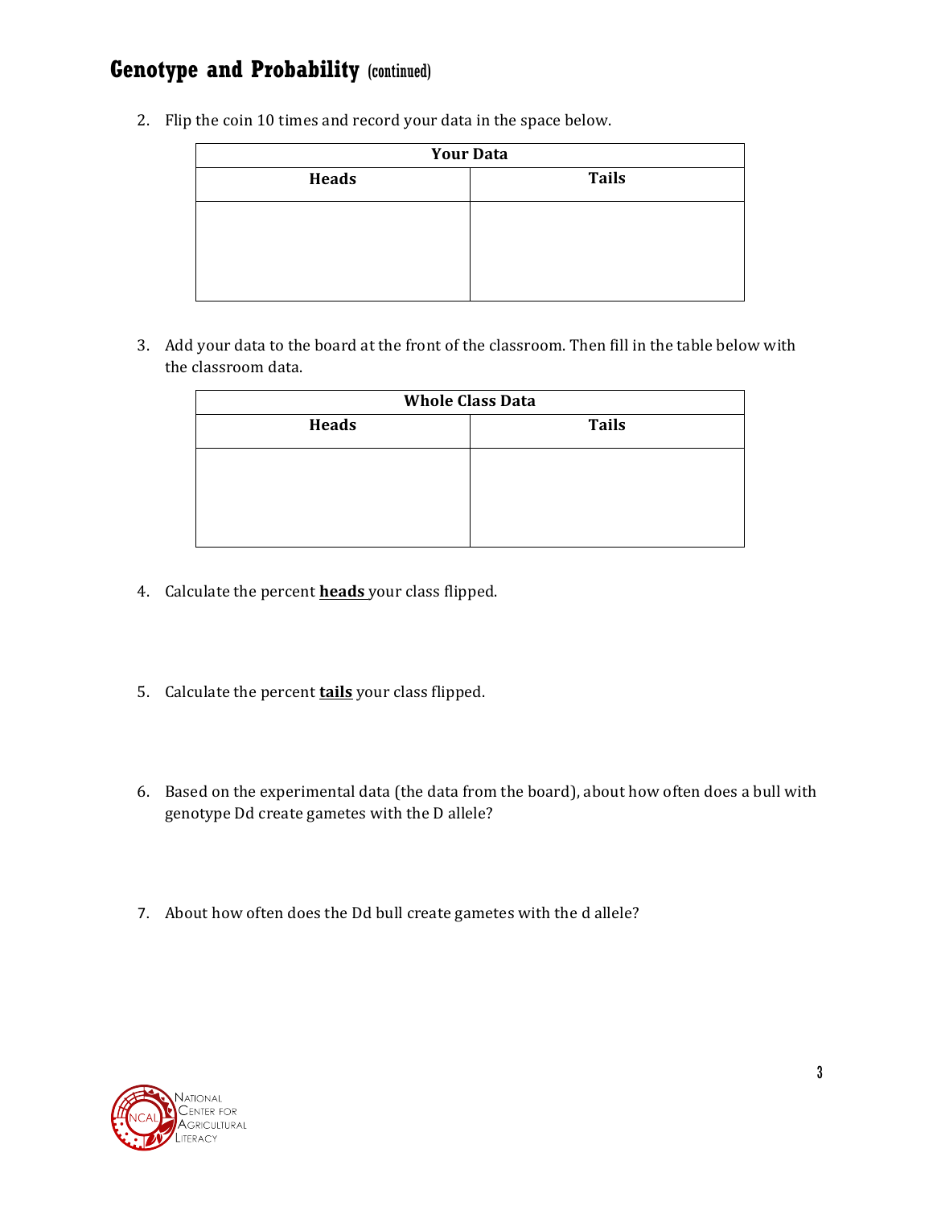## Genotype and Probability (continued)

2. Flip the coin 10 times and record your data in the space below.

| Your Data | |
|---|---|
| **Heads** | **Tails** |
| | |

3. Add your data to the board at the front of the classroom. Then fill in the table below with the classroom data.

| Whole Class Data | |
|---|---|
| **Heads** | **Tails** |
| | |

4. Calculate the percent **heads** your class flipped.

5. Calculate the percent **tails** your class flipped.

6. Based on the experimental data (the data from the board), about how often does a bull with genotype Dd create gametes with the D allele?

7. About how often does the Dd bull create gametes with the d allele?

National Center for Agricultural Literacy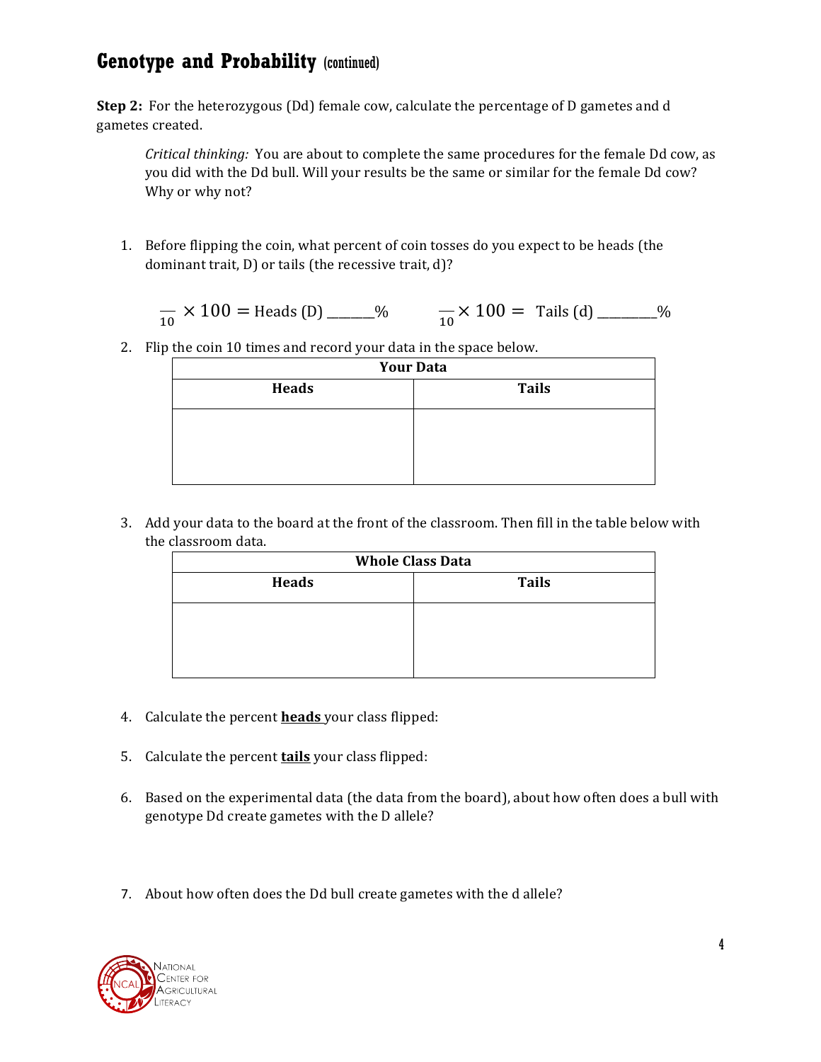## Genotype and Probability (continued)

**Step 2:** For the heterozygous (Dd) female cow, calculate the percentage of D gametes and d gametes created.

> *Critical thinking:* You are about to complete the same procedures for the female Dd cow, as you did with the Dd bull. Will your results be the same or similar for the female Dd cow? Why or why not?

1. Before flipping the coin, what percent of coin tosses do you expect to be heads (the dominant trait, D) or tails (the recessive trait, d)?

   $\frac{\_\_}{10} \times 100 =$ Heads (D) \_\_\_\_\_\_\_%  $\frac{\_\_}{10} \times 100 =$ Tails (d) \_\_\_\_\_\_\_\_\_%

2. Flip the coin 10 times and record your data in the space below.

| Your Data | |
|---|---|
| **Heads** | **Tails** |
| | |

3. Add your data to the board at the front of the classroom. Then fill in the table below with the classroom data.

| Whole Class Data | |
|---|---|
| **Heads** | **Tails** |
| | |

4. Calculate the percent **<u>heads</u>** your class flipped:

5. Calculate the percent **<u>tails</u>** your class flipped:

6. Based on the experimental data (the data from the board), about how often does a bull with genotype Dd create gametes with the D allele?

7. About how often does the Dd bull create gametes with the d allele?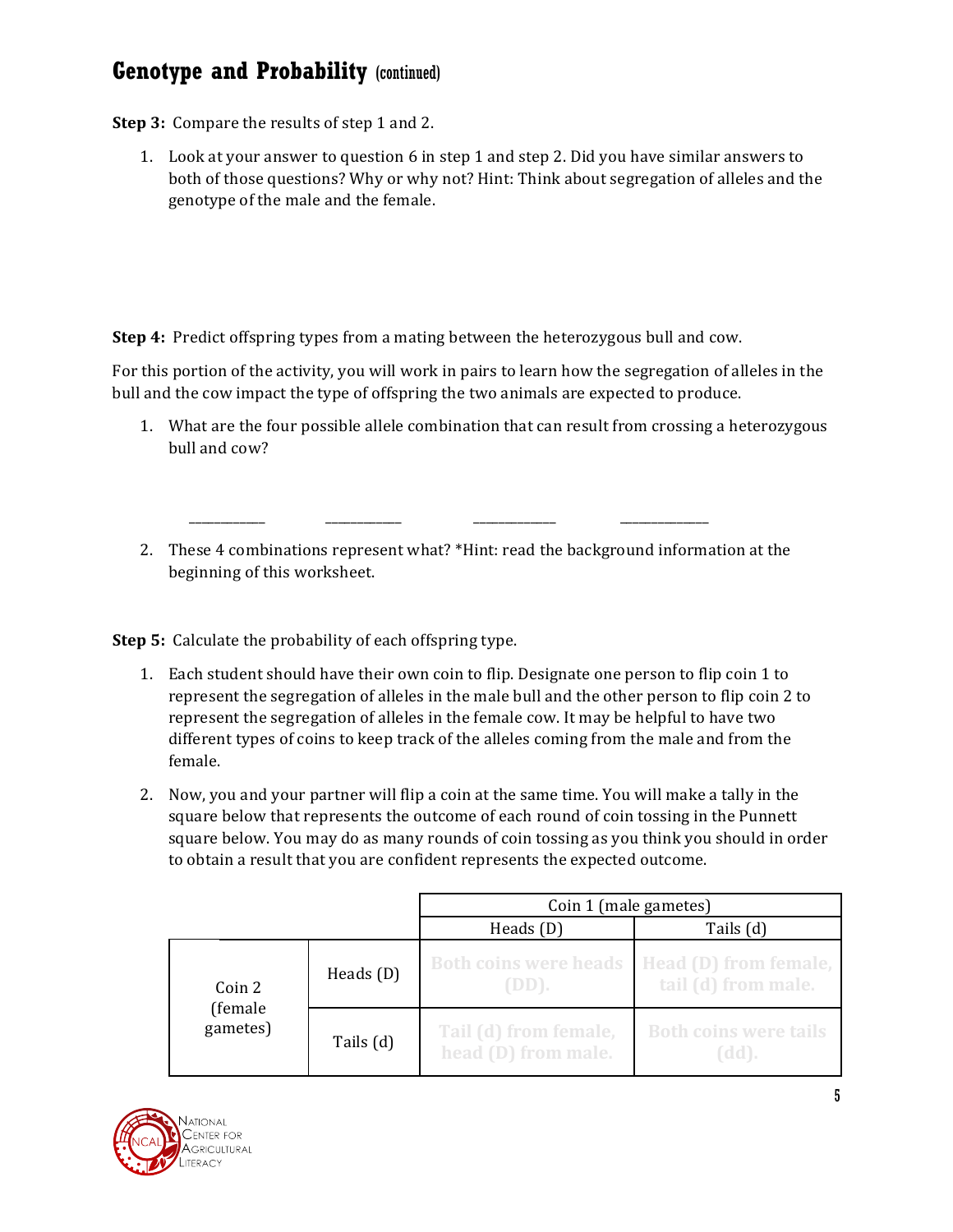## Genotype and Probability (continued)

**Step 3:** Compare the results of step 1 and 2.

1. Look at your answer to question 6 in step 1 and step 2. Did you have similar answers to both of those questions? Why or why not? Hint: Think about segregation of alleles and the genotype of the male and the female.

**Step 4:** Predict offspring types from a mating between the heterozygous bull and cow.

For this portion of the activity, you will work in pairs to learn how the segregation of alleles in the bull and the cow impact the type of offspring the two animals are expected to produce.

1. What are the four possible allele combination that can result from crossing a heterozygous bull and cow?

   ___________ ___________ ___________ ___________

2. These 4 combinations represent what? *Hint: read the background information at the beginning of this worksheet.

**Step 5:** Calculate the probability of each offspring type.

1. Each student should have their own coin to flip. Designate one person to flip coin 1 to represent the segregation of alleles in the male bull and the other person to flip coin 2 to represent the segregation of alleles in the female cow. It may be helpful to have two different types of coins to keep track of the alleles coming from the male and from the female.

2. Now, you and your partner will flip a coin at the same time. You will make a tally in the square below that represents the outcome of each round of coin tossing in the Punnett square below. You may do as many rounds of coin tossing as you think you should in order to obtain a result that you are confident represents the expected outcome.

| | | Coin 1 (male gametes) | |
|---|---|---|---|
| | | Heads (D) | Tails (d) |
| Coin 2 (female gametes) | Heads (D) | Both coins were heads (DD). | Head (D) from female, tail (d) from male. |
| | Tails (d) | Tail (d) from female, head (D) from male. | Both coins were tails (dd). |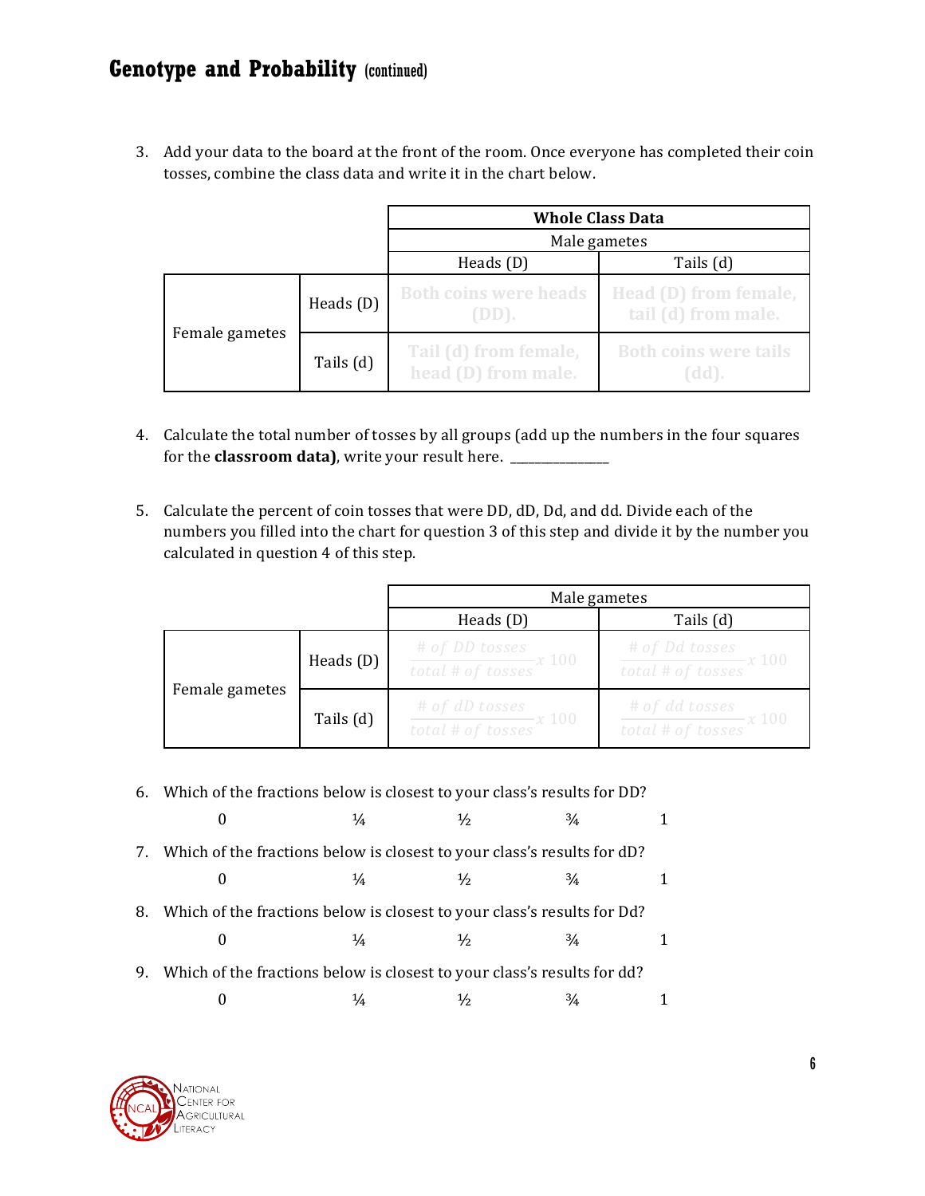## Genotype and Probability (continued)

3. Add your data to the board at the front of the room. Once everyone has completed their coin tosses, combine the class data and write it in the chart below.

| | | **Whole Class Data** | |
|---|---|---|---|
| | | Male gametes | |
| | | Heads (D) | Tails (d) |
| Female gametes | Heads (D) | Both coins were heads (DD). | Head (D) from female, tail (d) from male. |
| | Tails (d) | Tail (d) from female, head (D) from male. | Both coins were tails (dd). |

4. Calculate the total number of tosses by all groups (add up the numbers in the four squares for the **classroom data)**, write your result here. _______________

5. Calculate the percent of coin tosses that were DD, dD, Dd, and dd. Divide each of the numbers you filled into the chart for question 3 of this step and divide it by the number you calculated in question 4 of this step.

| | | Male gametes | |
|---|---|---|---|
| | | Heads (D) | Tails (d) |
| Female gametes | Heads (D) | $\frac{\#\ of\ DD\ tosses}{total\ \#\ of\ tosses} x\ 100$ | $\frac{\#\ of\ Dd\ tosses}{total\ \#\ of\ tosses} x\ 100$ |
| | Tails (d) | $\frac{\#\ of\ dD\ tosses}{total\ \#\ of\ tosses} x\ 100$ | $\frac{\#\ of\ dd\ tosses}{total\ \#\ of\ tosses} x\ 100$ |

6. Which of the fractions below is closest to your class's results for DD?

   0 &nbsp;&nbsp;&nbsp; ¼ &nbsp;&nbsp;&nbsp; ½ &nbsp;&nbsp;&nbsp; ¾ &nbsp;&nbsp;&nbsp; 1

7. Which of the fractions below is closest to your class's results for dD?

   0 &nbsp;&nbsp;&nbsp; ¼ &nbsp;&nbsp;&nbsp; ½ &nbsp;&nbsp;&nbsp; ¾ &nbsp;&nbsp;&nbsp; 1

8. Which of the fractions below is closest to your class's results for Dd?

   0 &nbsp;&nbsp;&nbsp; ¼ &nbsp;&nbsp;&nbsp; ½ &nbsp;&nbsp;&nbsp; ¾ &nbsp;&nbsp;&nbsp; 1

9. Which of the fractions below is closest to your class's results for dd?

   0 &nbsp;&nbsp;&nbsp; ¼ &nbsp;&nbsp;&nbsp; ½ &nbsp;&nbsp;&nbsp; ¾ &nbsp;&nbsp;&nbsp; 1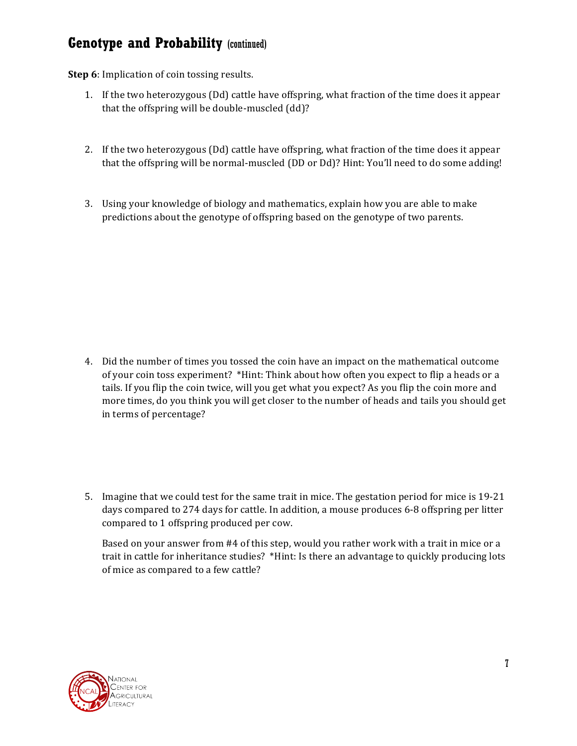## Genotype and Probability (continued)

**Step 6**: Implication of coin tossing results.

1. If the two heterozygous (Dd) cattle have offspring, what fraction of the time does it appear that the offspring will be double-muscled (dd)?

2. If the two heterozygous (Dd) cattle have offspring, what fraction of the time does it appear that the offspring will be normal-muscled (DD or Dd)? Hint: You'll need to do some adding!

3. Using your knowledge of biology and mathematics, explain how you are able to make predictions about the genotype of offspring based on the genotype of two parents.

4. Did the number of times you tossed the coin have an impact on the mathematical outcome of your coin toss experiment? *Hint: Think about how often you expect to flip a heads or a tails. If you flip the coin twice, will you get what you expect? As you flip the coin more and more times, do you think you will get closer to the number of heads and tails you should get in terms of percentage?

5. Imagine that we could test for the same trait in mice. The gestation period for mice is 19-21 days compared to 274 days for cattle. In addition, a mouse produces 6-8 offspring per litter compared to 1 offspring produced per cow.

   Based on your answer from #4 of this step, would you rather work with a trait in mice or a trait in cattle for inheritance studies? *Hint: Is there an advantage to quickly producing lots of mice as compared to a few cattle?

NCAL National Center for Agricultural Literacy